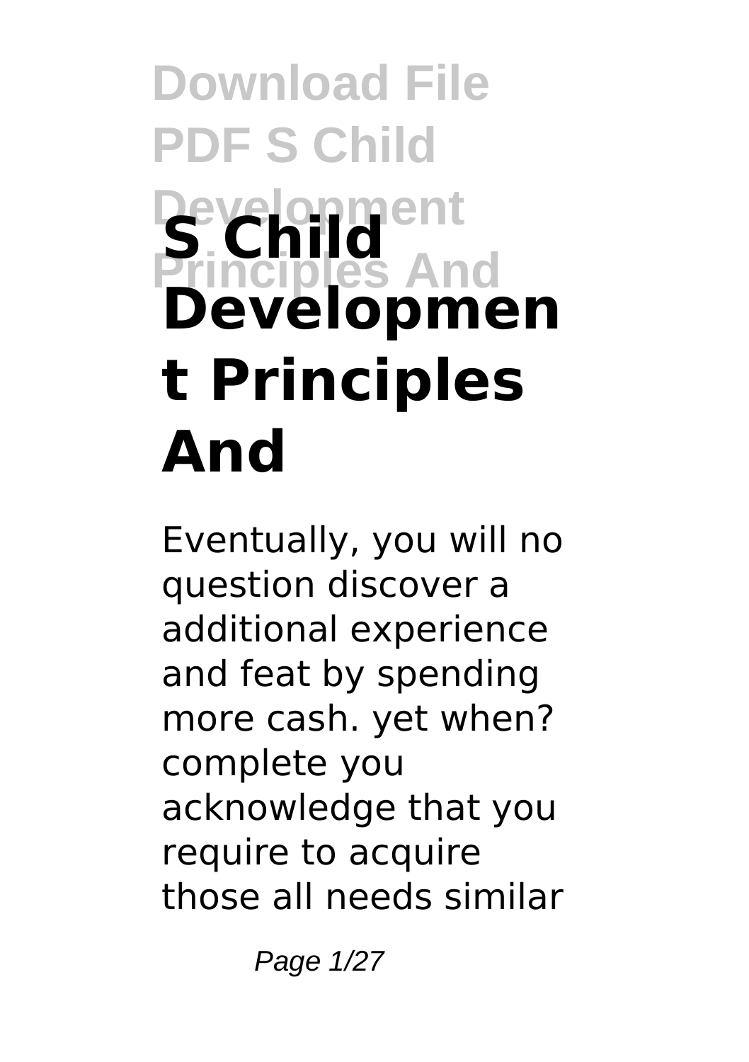# S Child Development Principles And

Eventually, you will no question discover a additional experience and feat by spending more cash. yet when? complete you acknowledge that you require to acquire those all needs similar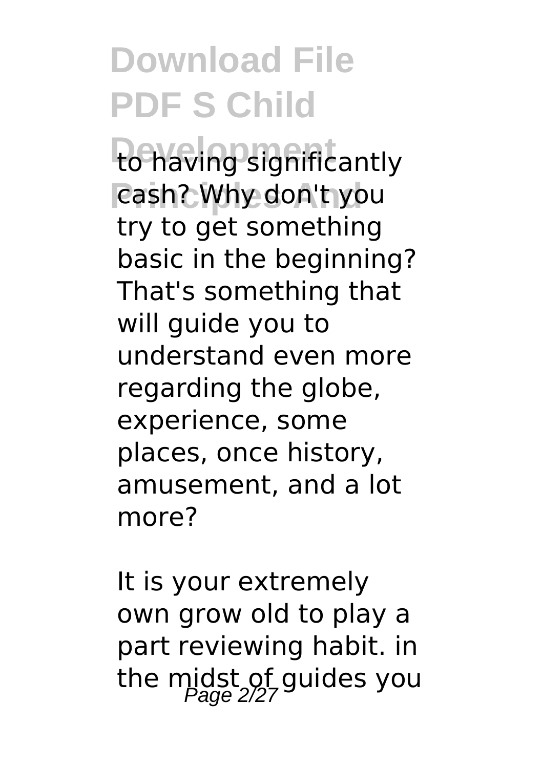to having significantly cash? Why don't you try to get something basic in the beginning? That's something that will guide you to understand even more regarding the globe, experience, some places, once history, amusement, and a lot more?

It is your extremely own grow old to play a part reviewing habit. in the midst of guides you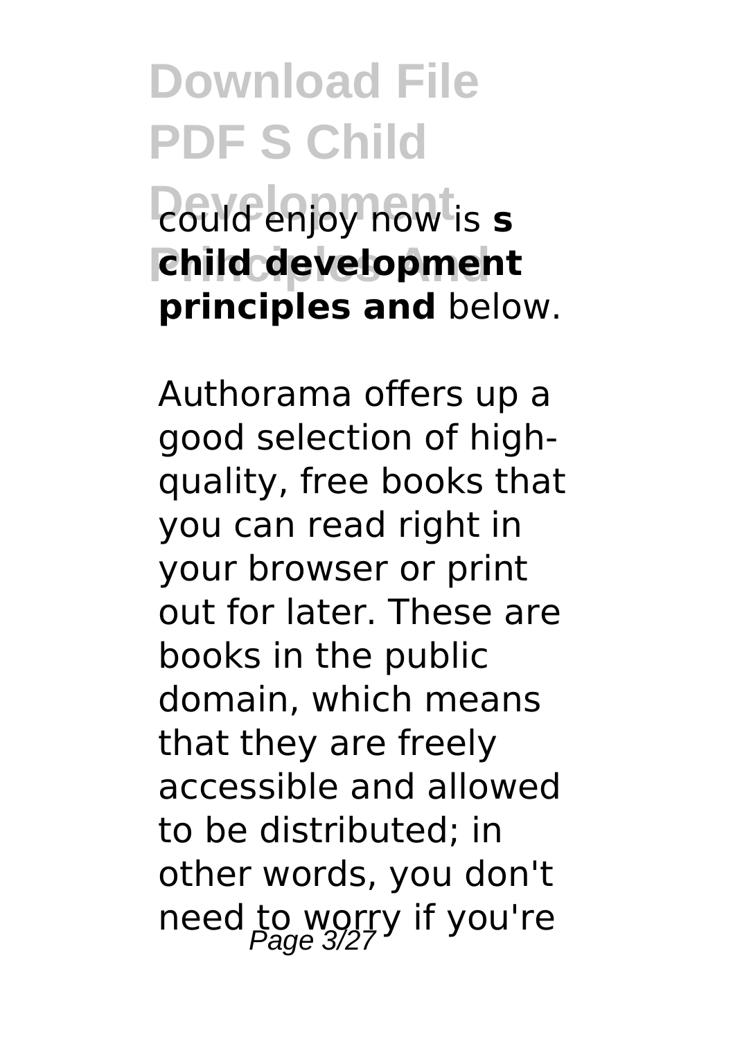could enjoy now is **s child development principles and** below.

Authorama offers up a good selection of high-quality, free books that you can read right in your browser or print out for later. These are books in the public domain, which means that they are freely accessible and allowed to be distributed; in other words, you don't need to worry if you're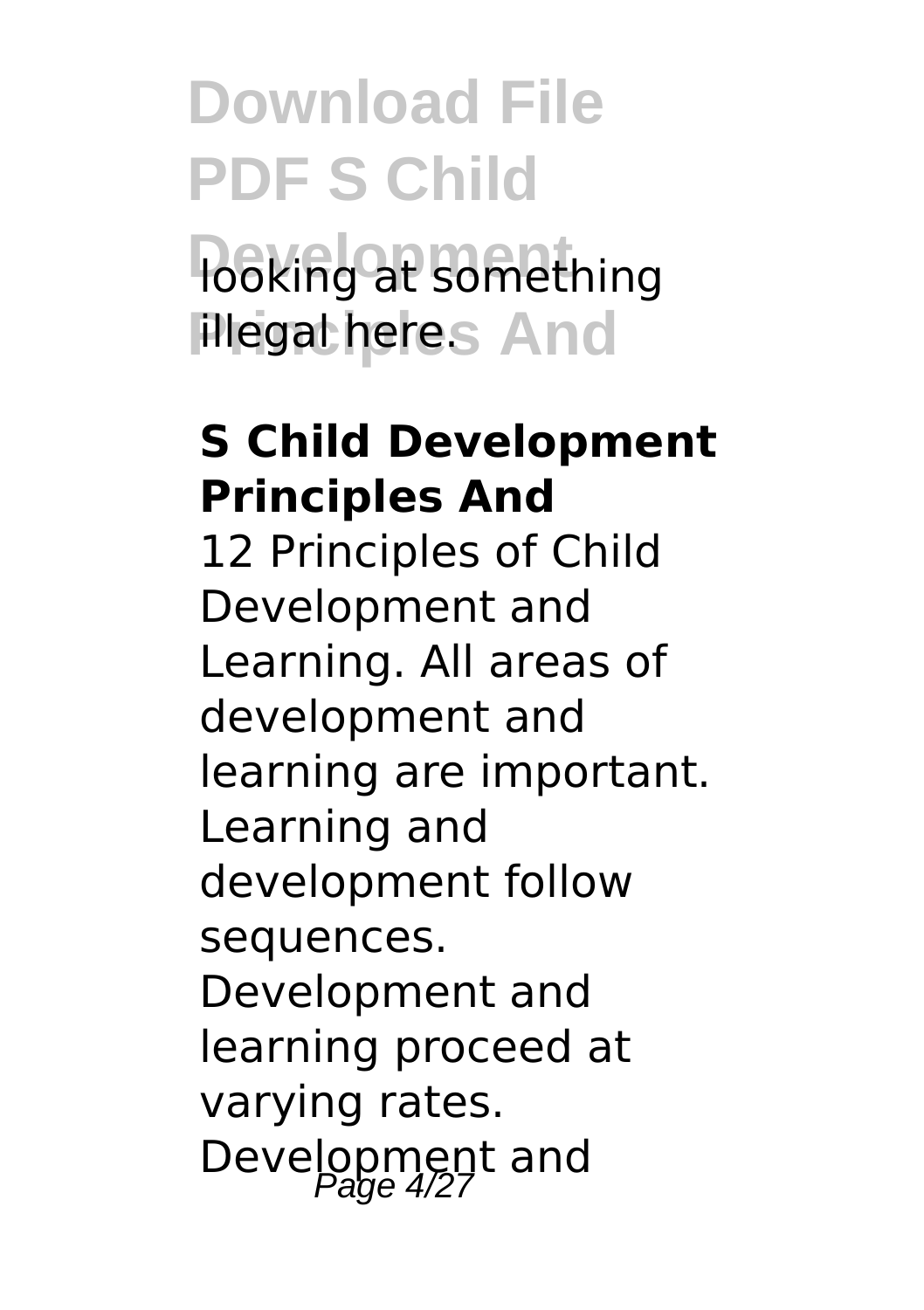looking at something illegal here.

**S Child Development Principles And**

12 Principles of Child Development and Learning. All areas of development and learning are important. Learning and development follow sequences. Development and learning proceed at varying rates. Development and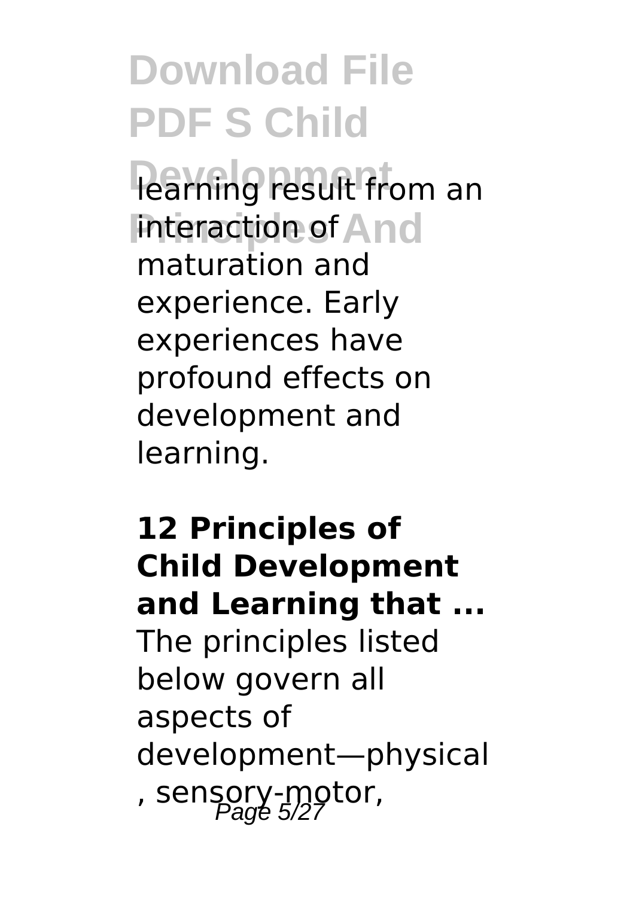learning result from an interaction of maturation and experience. Early experiences have profound effects on development and learning.

**12 Principles of Child Development and Learning that ...**

The principles listed below govern all aspects of development—physical, sensory-motor,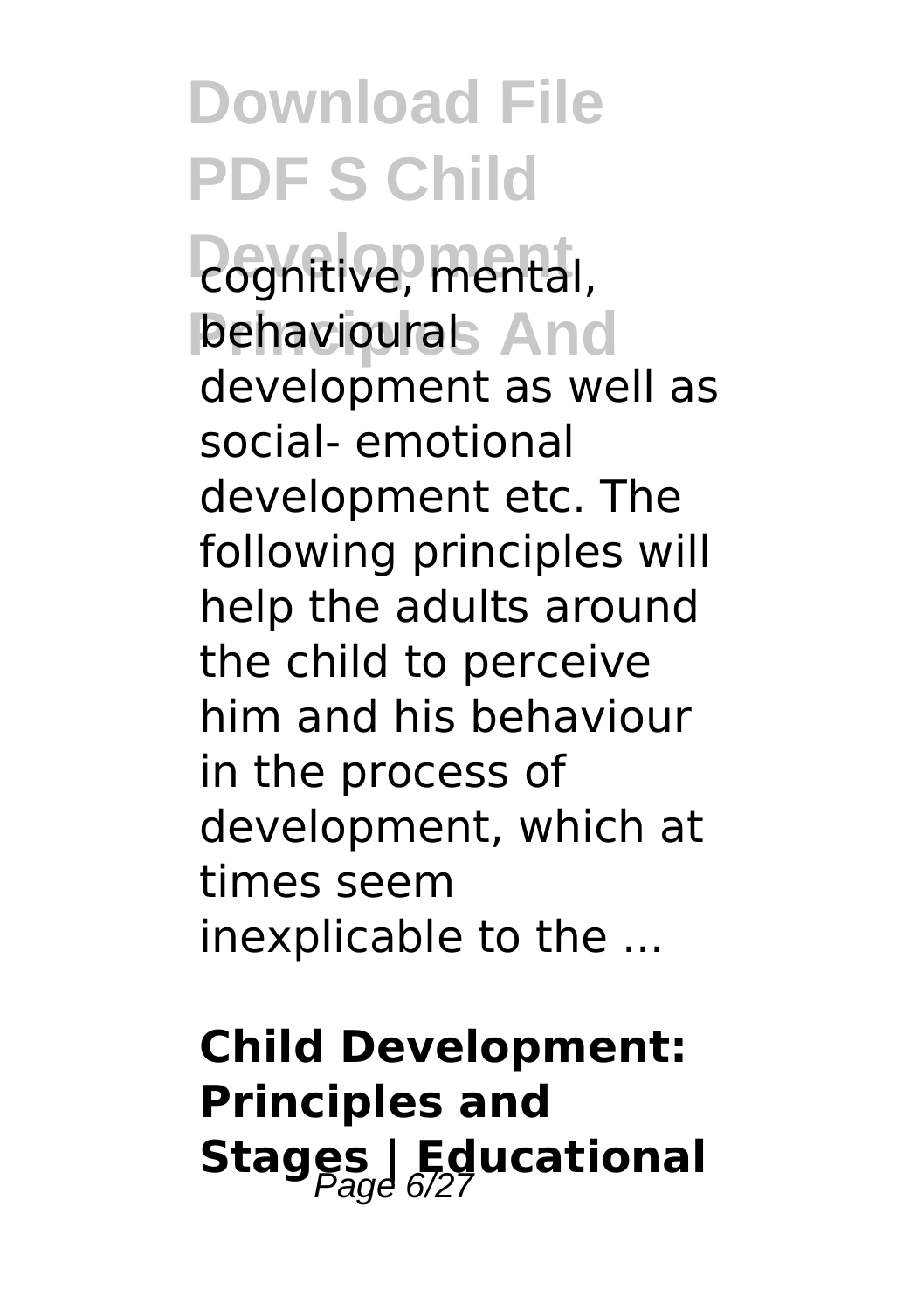cognitive, mental, behavioural development as well as social- emotional development etc. The following principles will help the adults around the child to perceive him and his behaviour in the process of development, which at times seem inexplicable to the ...

**Child Development: Principles and Stages | Educational**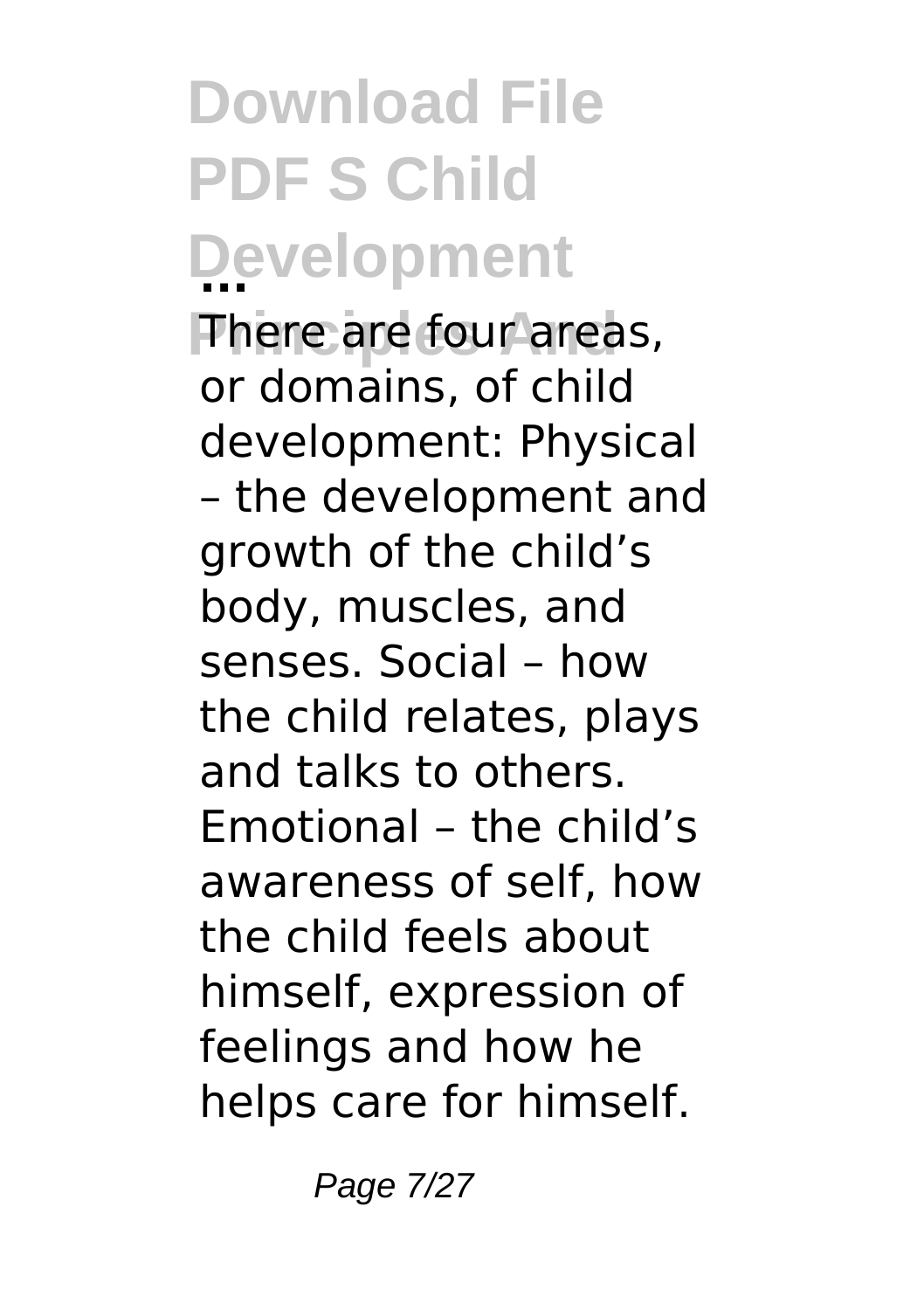### ...

There are four areas, or domains, of child development: Physical – the development and growth of the child's body, muscles, and senses. Social – how the child relates, plays and talks to others. Emotional – the child's awareness of self, how the child feels about himself, expression of feelings and how he helps care for himself.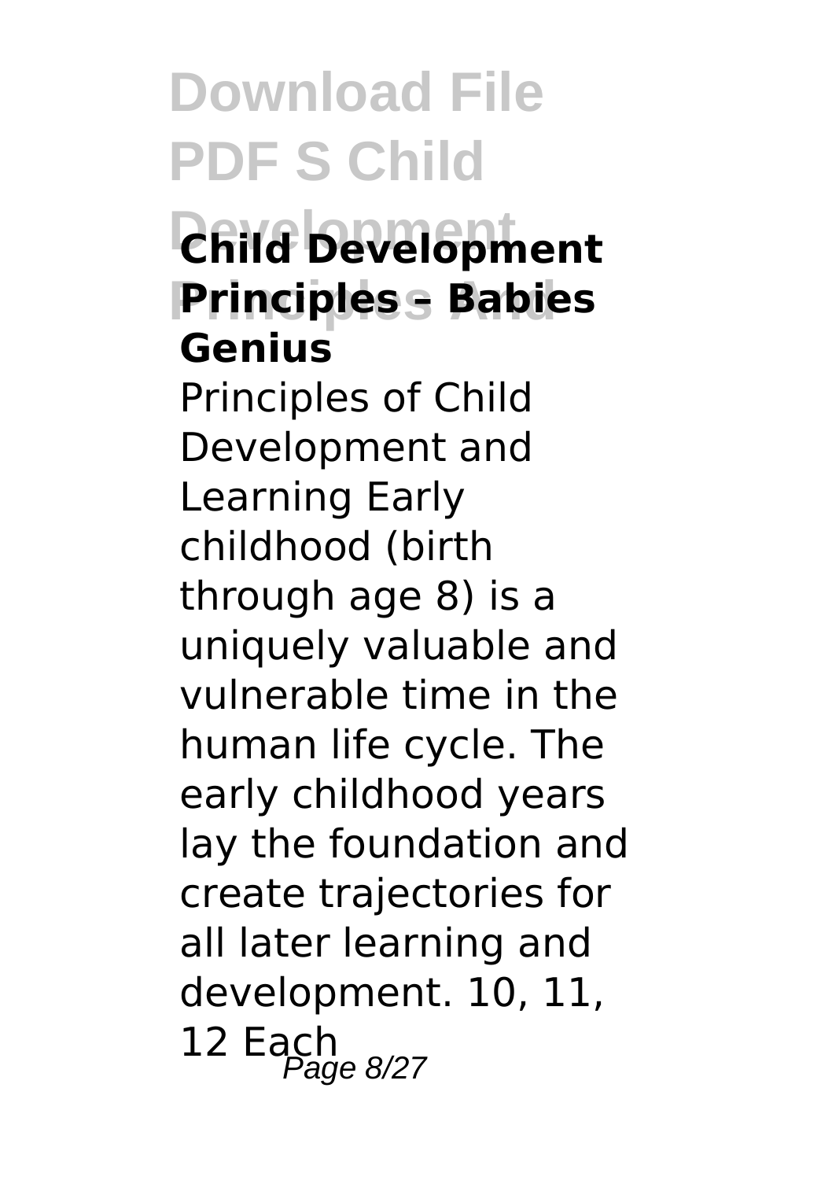### Child Development Principles – Babies Genius

Principles of Child Development and Learning Early childhood (birth through age 8) is a uniquely valuable and vulnerable time in the human life cycle. The early childhood years lay the foundation and create trajectories for all later learning and development. 10, 11, 12 Each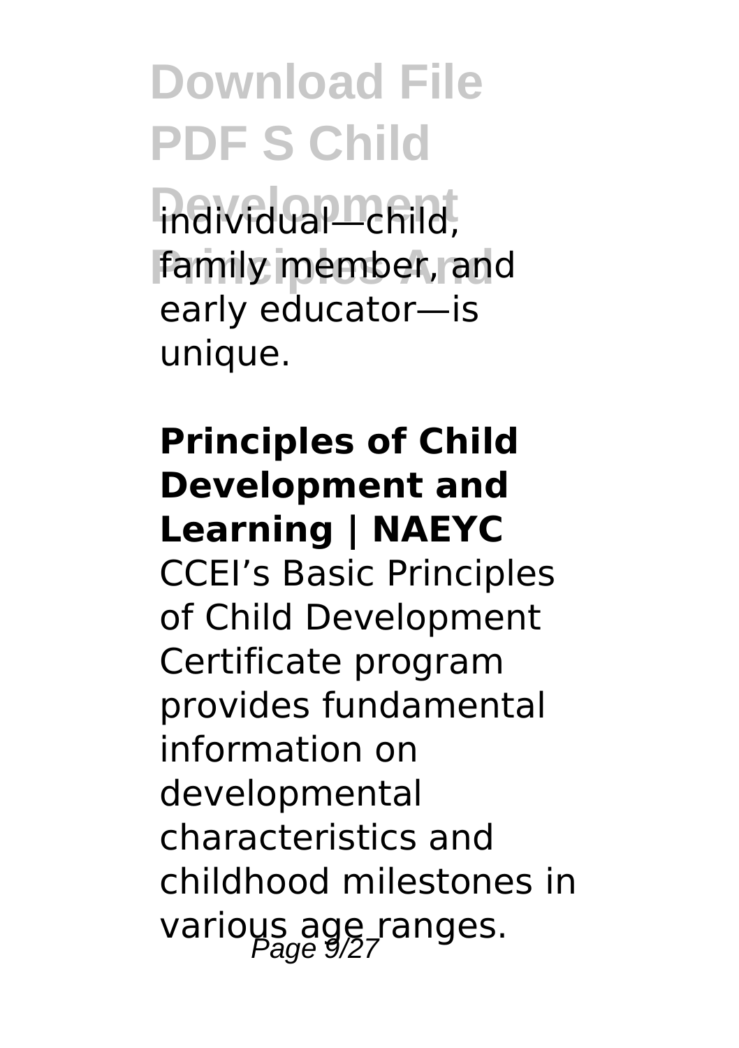individual—child, family member, and early educator—is unique.

**Principles of Child Development and Learning | NAEYC**

CCEI's Basic Principles of Child Development Certificate program provides fundamental information on developmental characteristics and childhood milestones in various age ranges.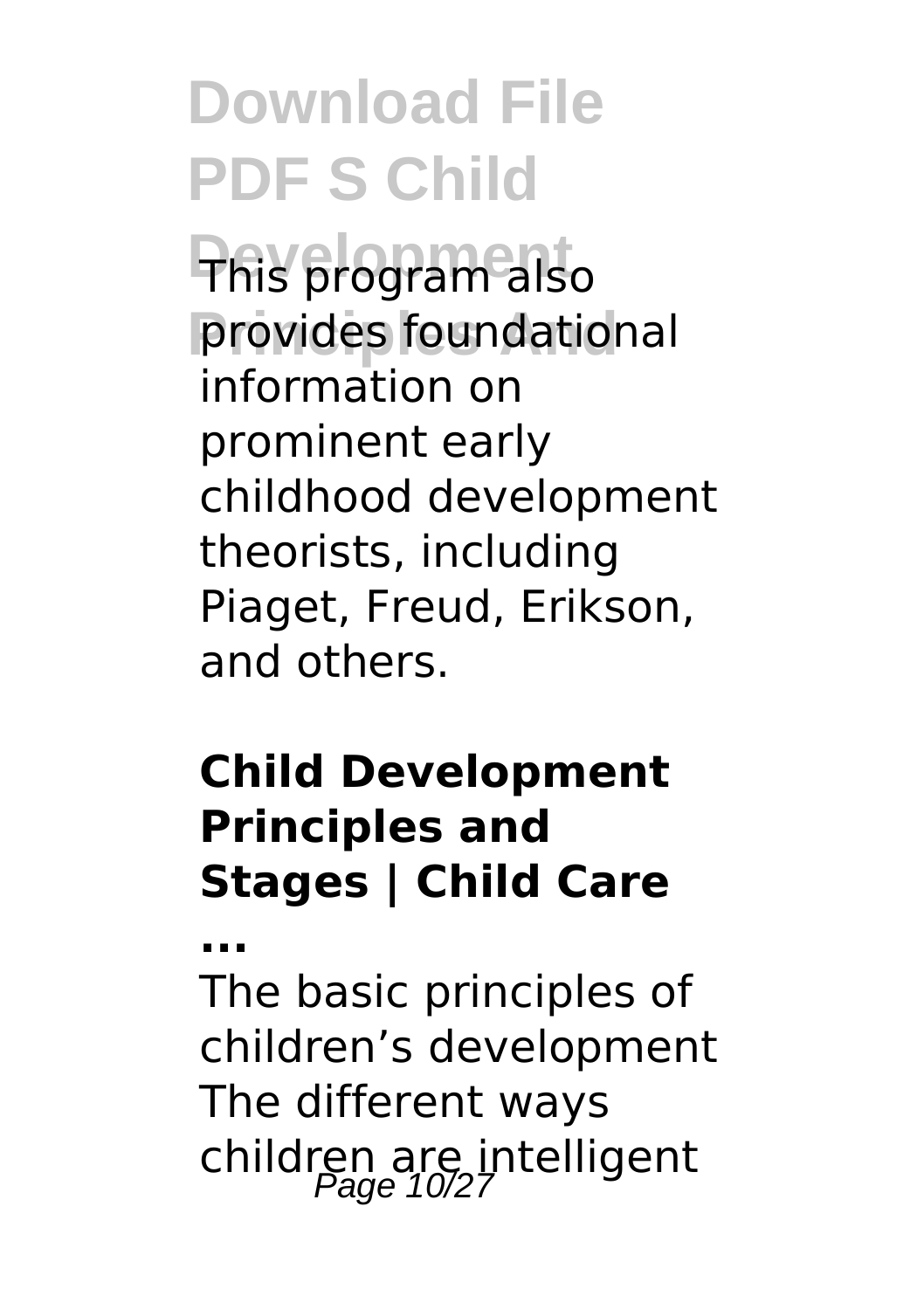This program also provides foundational information on prominent early childhood development theorists, including Piaget, Freud, Erikson, and others.

### Child Development Principles and Stages | Child Care ...

The basic principles of children's development The different ways children are intelligent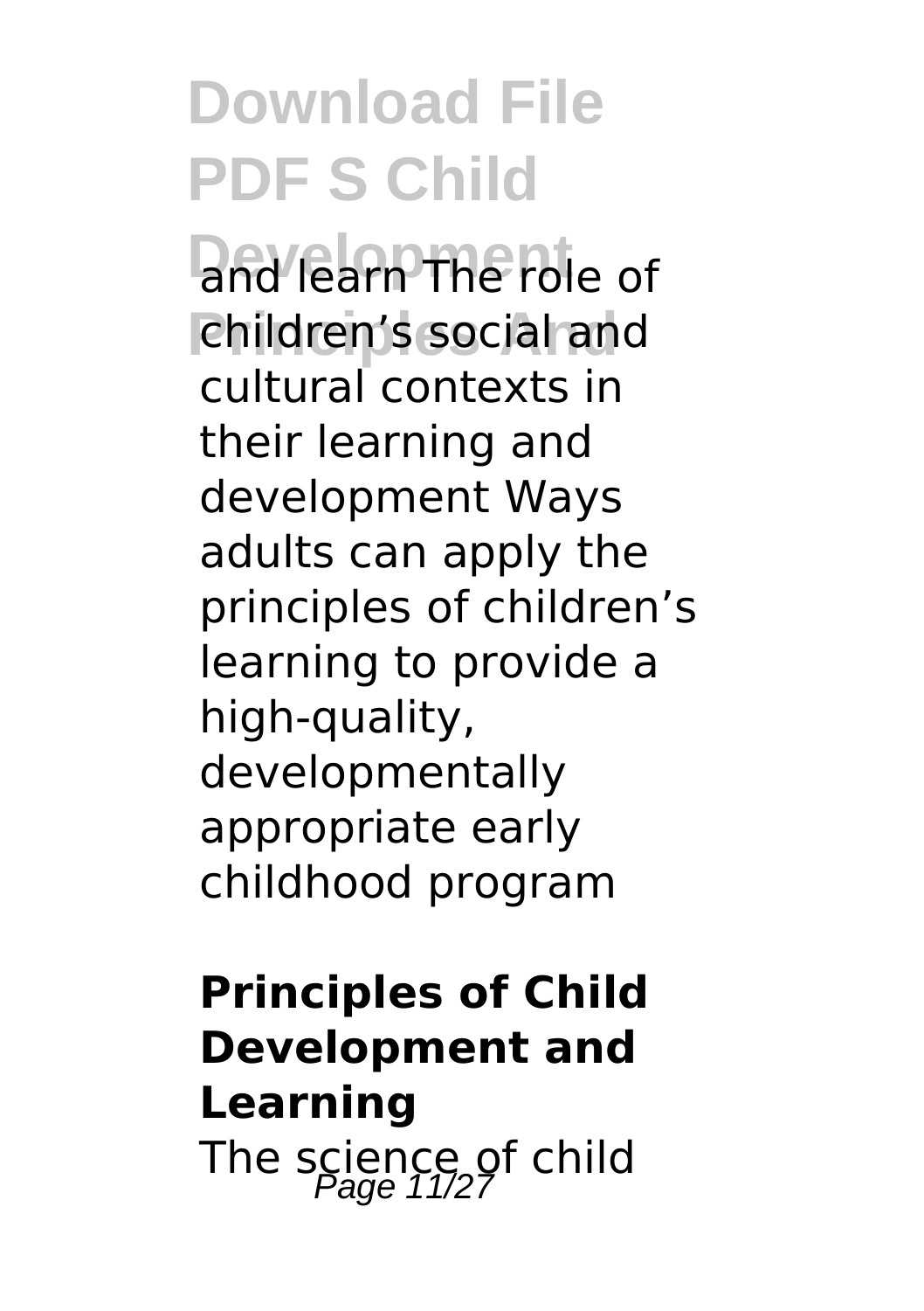and learn The role of children’s social and cultural contexts in their learning and development Ways adults can apply the principles of children’s learning to provide a high-quality, developmentally appropriate early childhood program

**Principles of Child Development and Learning**

The science of child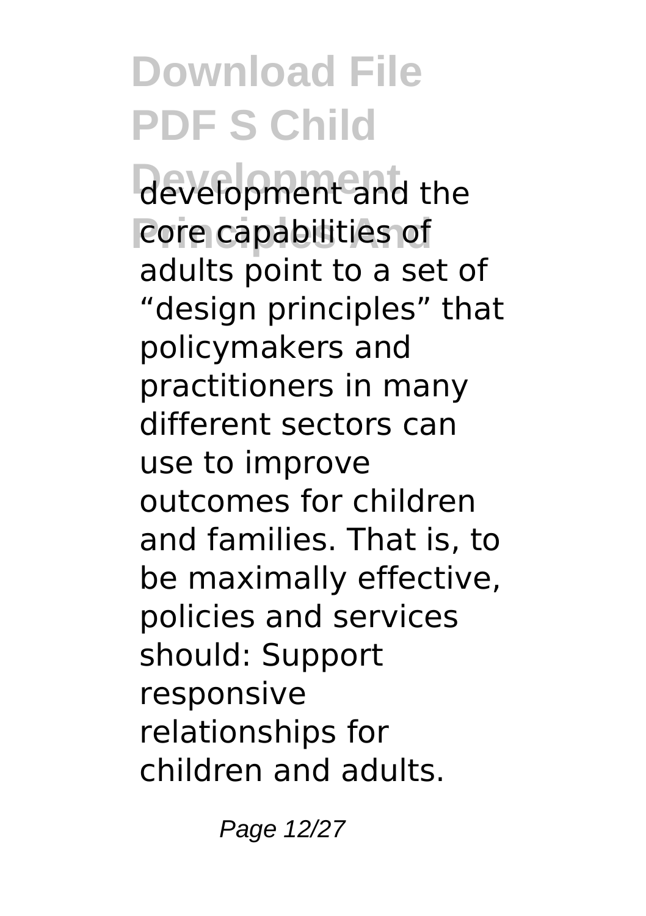development and the core capabilities of adults point to a set of "design principles" that policymakers and practitioners in many different sectors can use to improve outcomes for children and families. That is, to be maximally effective, policies and services should: Support responsive relationships for children and adults.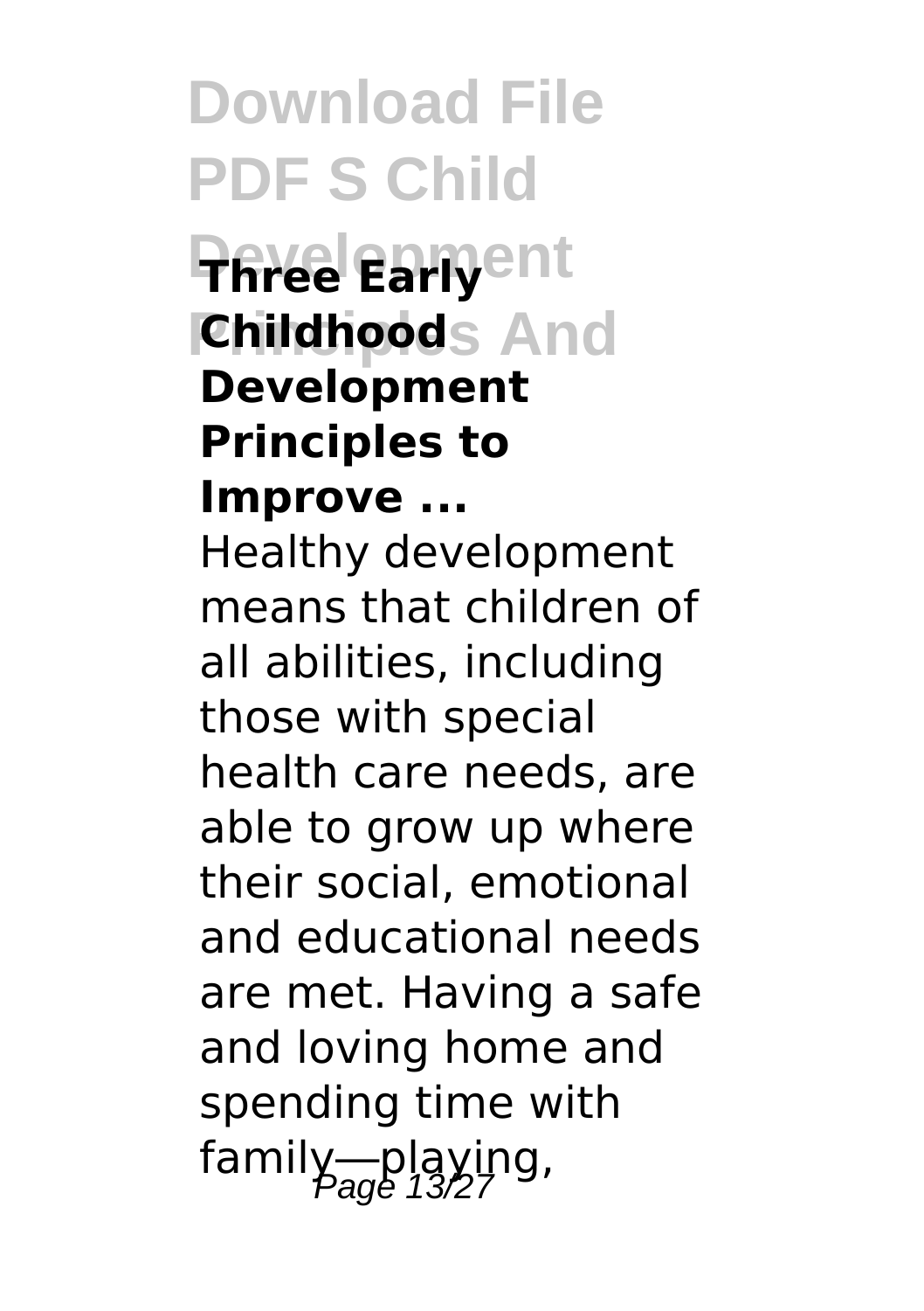**Three Early Childhood Development Principles to Improve ...**

Healthy development means that children of all abilities, including those with special health care needs, are able to grow up where their social, emotional and educational needs are met. Having a safe and loving home and spending time with family—playing,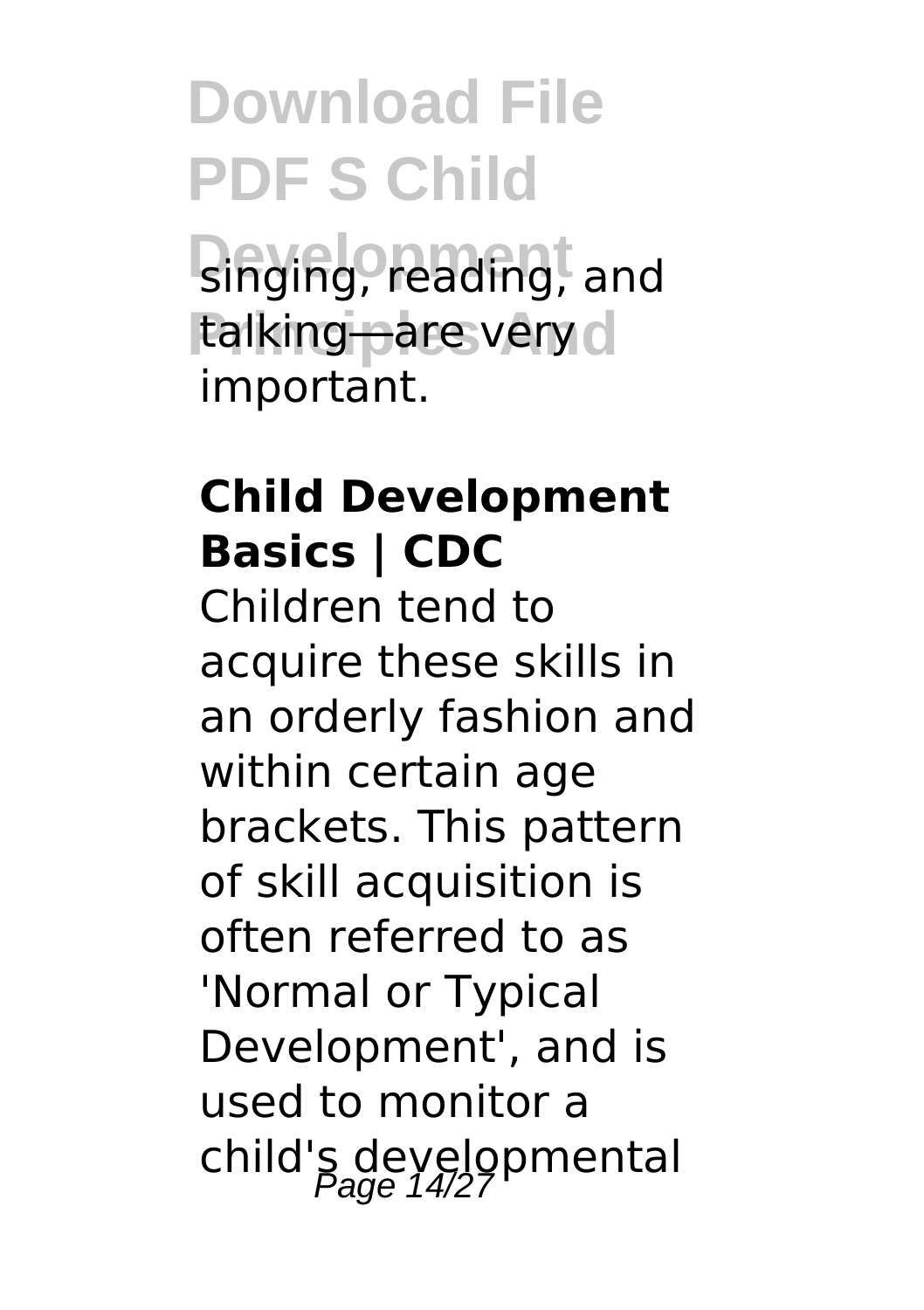singing, reading, and talking—are very important.

**Child Development Basics | CDC**

Children tend to acquire these skills in an orderly fashion and within certain age brackets. This pattern of skill acquisition is often referred to as 'Normal or Typical Development', and is used to monitor a child's developmental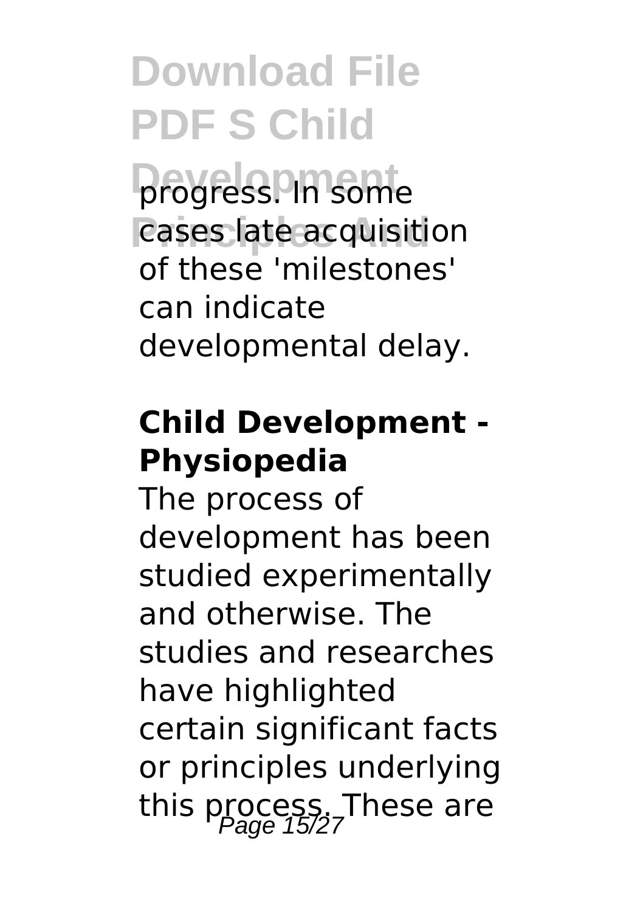progress. In some cases late acquisition of these 'milestones' can indicate developmental delay.

**Child Development - Physiopedia**

The process of development has been studied experimentally and otherwise. The studies and researches have highlighted certain significant facts or principles underlying this process. These are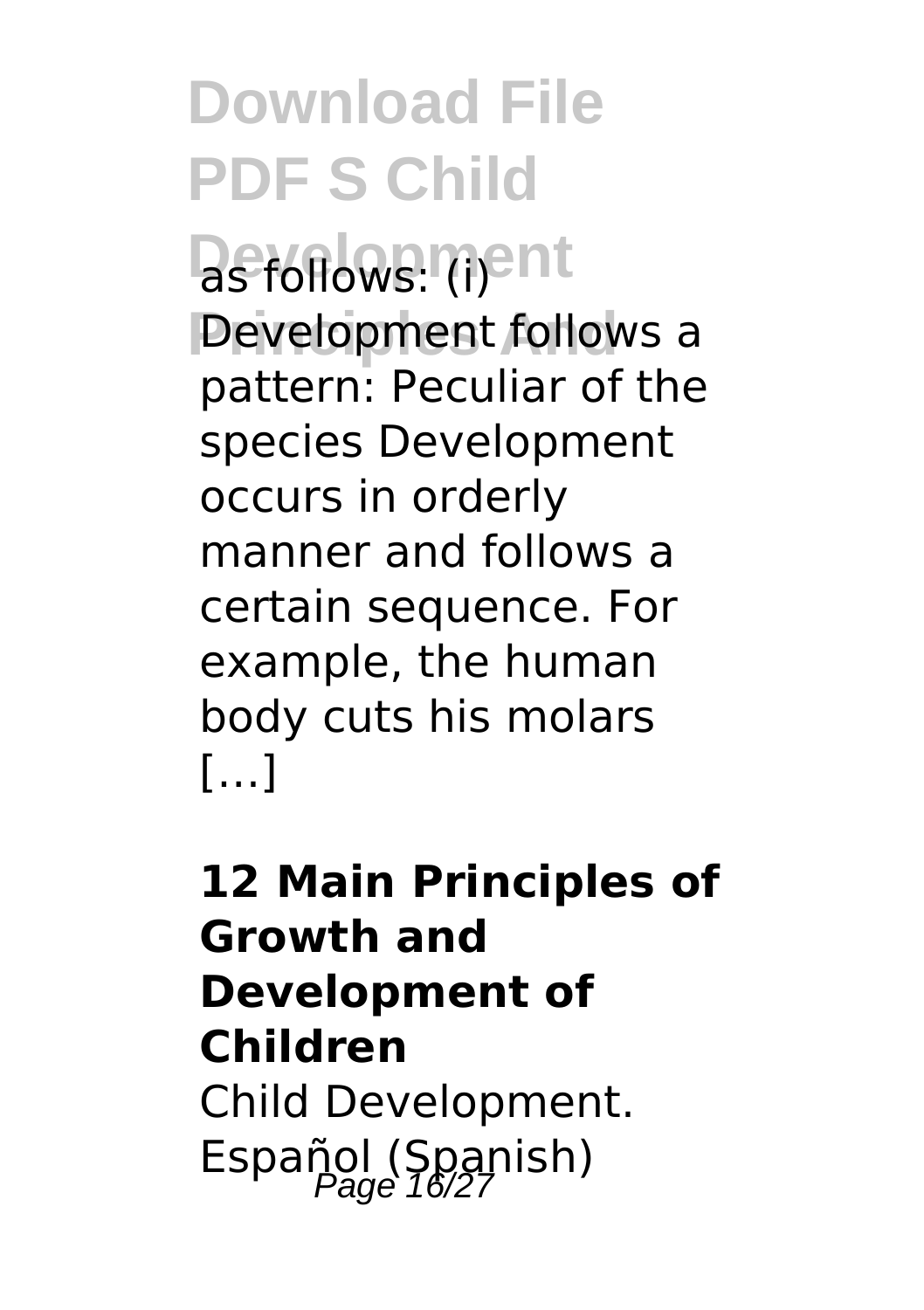as follows: (i) Development follows a pattern: Peculiar of the species Development occurs in orderly manner and follows a certain sequence. For example, the human body cuts his molars […]

**12 Main Principles of Growth and Development of Children**

Child Development. Español (Spanish)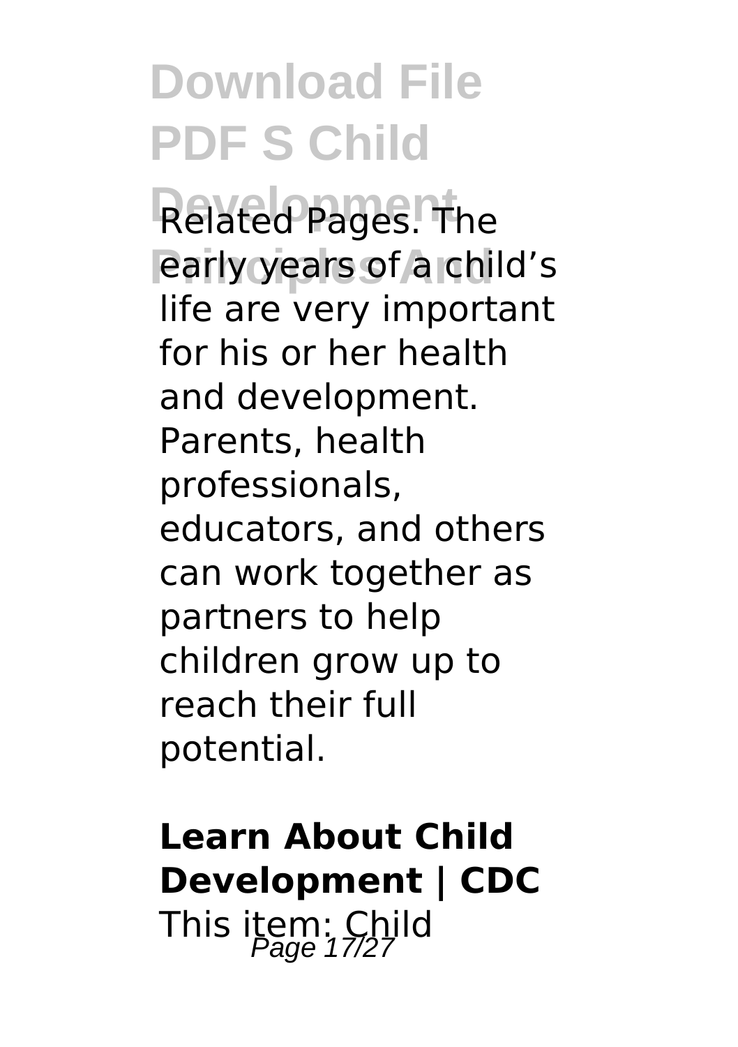Related Pages. The early years of a child's life are very important for his or her health and development. Parents, health professionals, educators, and others can work together as partners to help children grow up to reach their full potential.

## Learn About Child Development | CDC

This item: Child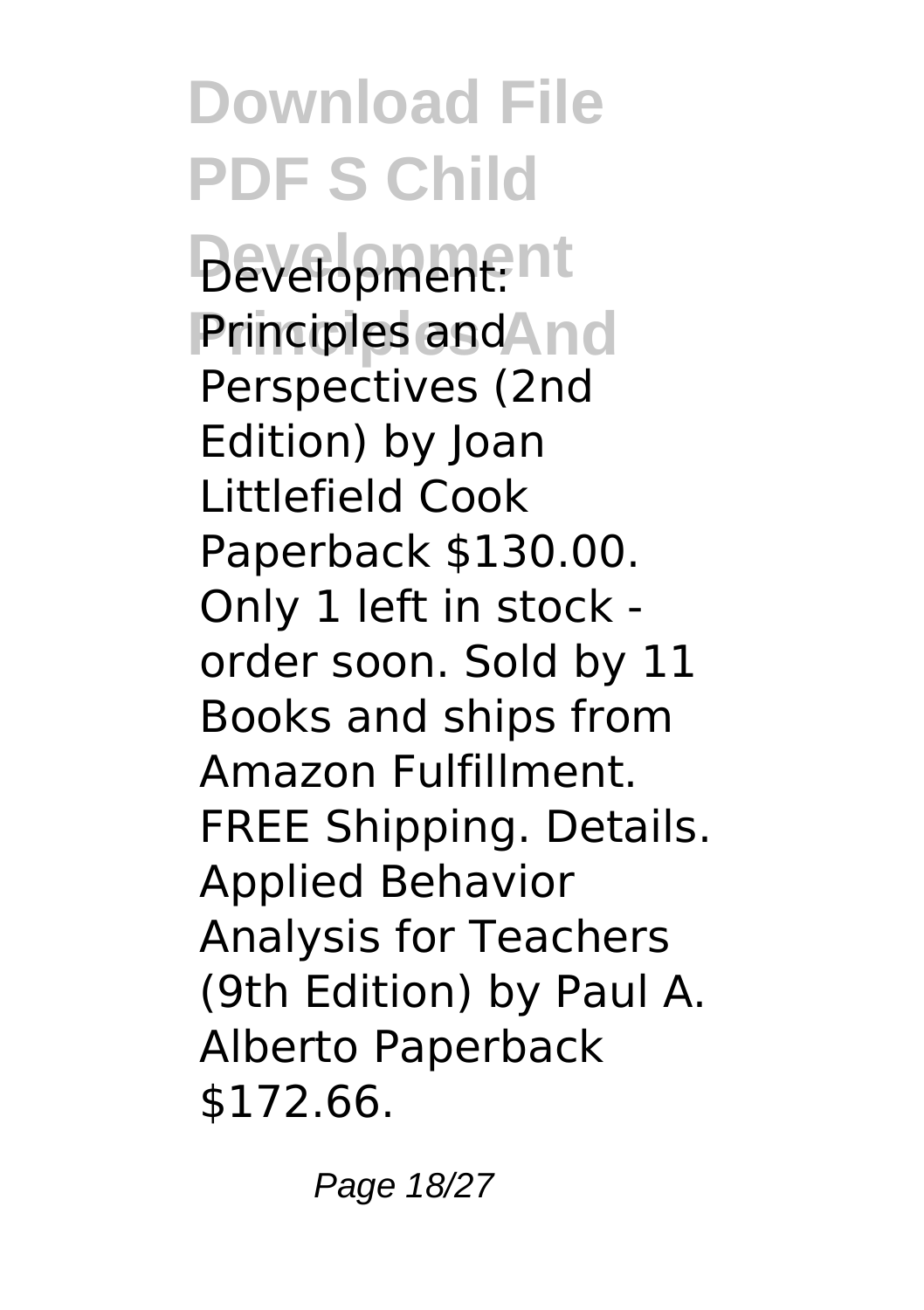Development: Principles and Perspectives (2nd Edition) by Joan Littlefield Cook Paperback $130.00. Only 1 left in stock - order soon. Sold by 11 Books and ships from Amazon Fulfillment. FREE Shipping. Details. Applied Behavior Analysis for Teachers (9th Edition) by Paul A. Alberto Paperback $172.66.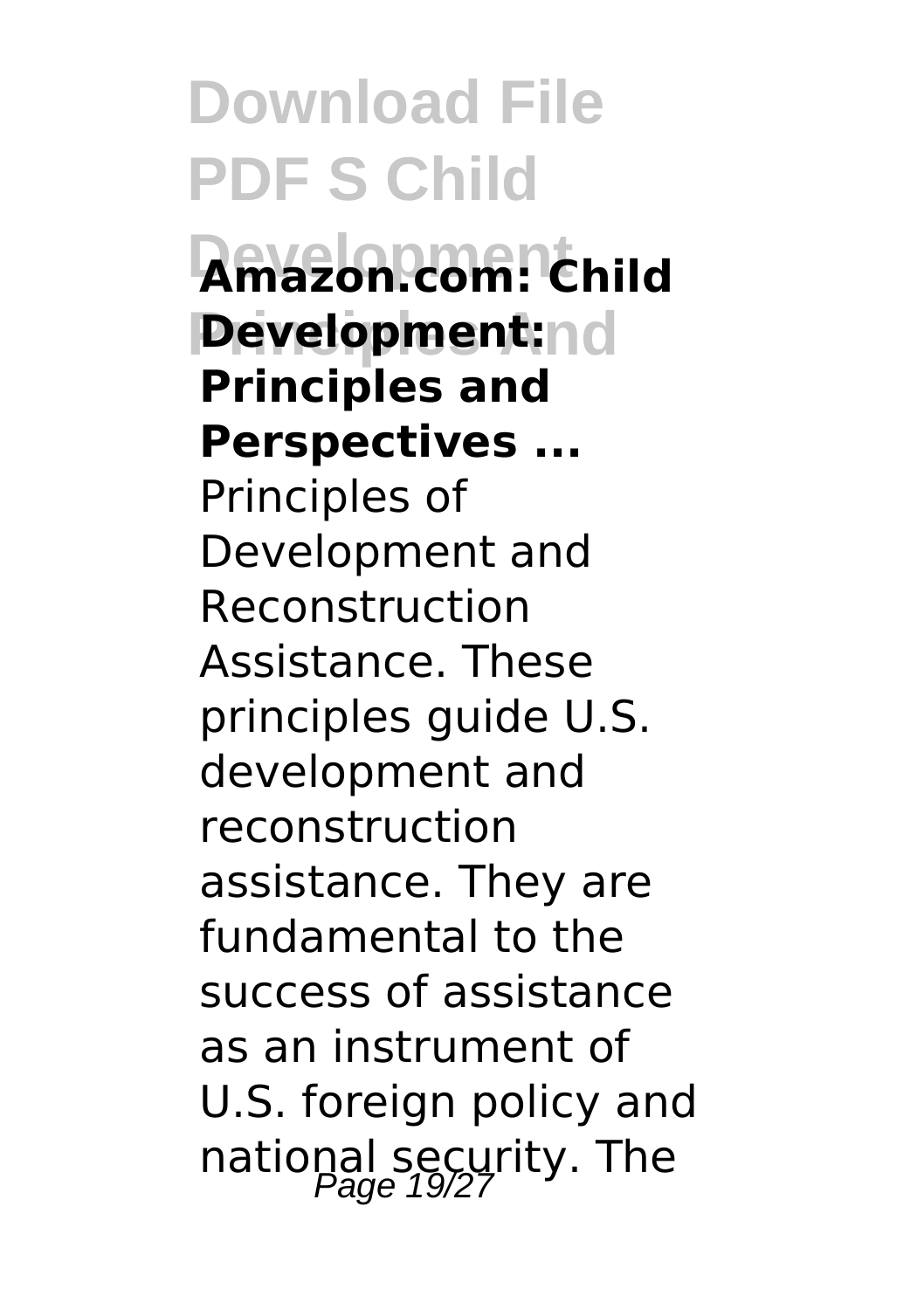**Amazon.com: Child Development: Principles and Perspectives ...**

Principles of Development and Reconstruction Assistance. These principles guide U.S. development and reconstruction assistance. They are fundamental to the success of assistance as an instrument of U.S. foreign policy and national security. The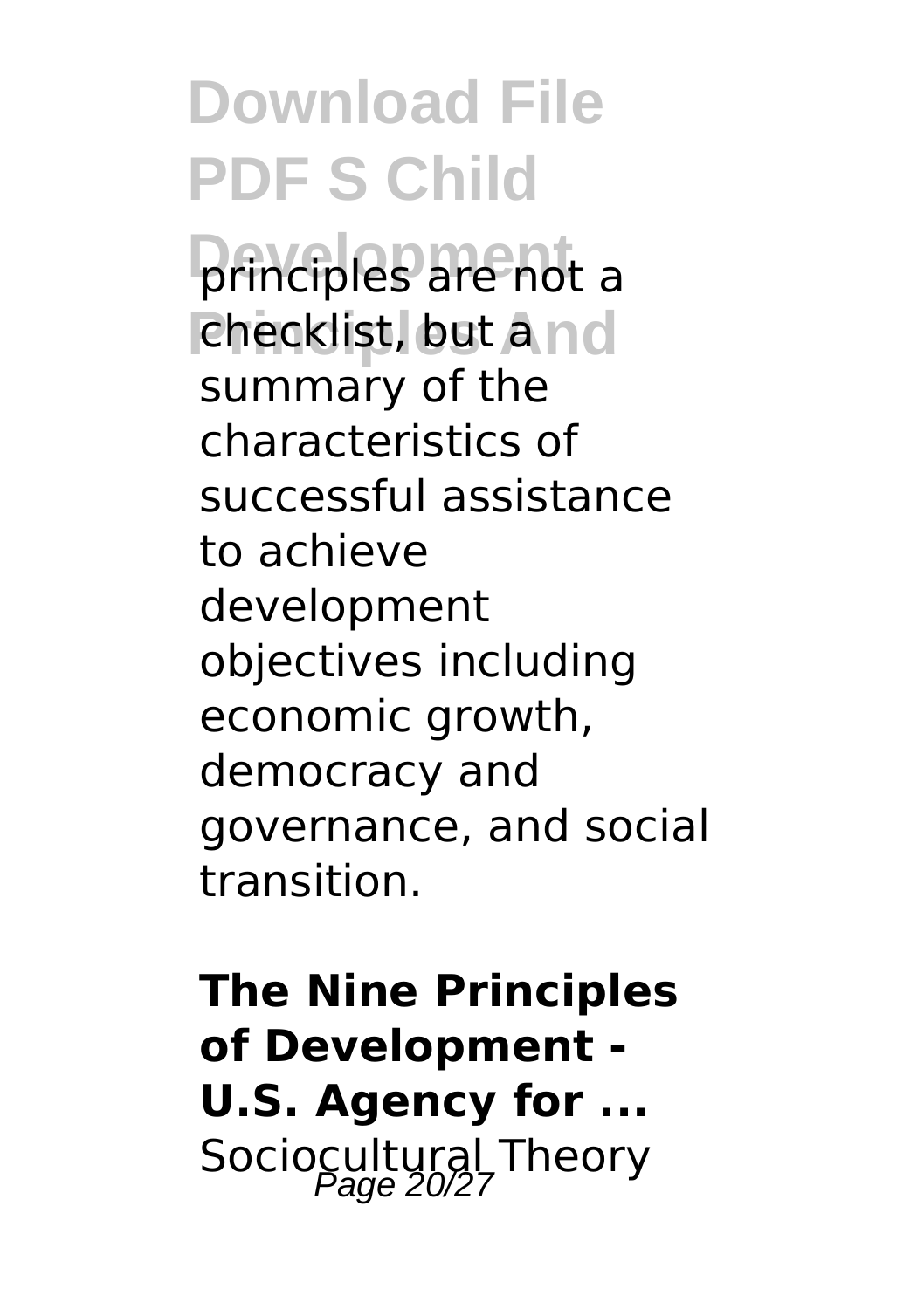principles are not a checklist, but a summary of the characteristics of successful assistance to achieve development objectives including economic growth, democracy and governance, and social transition.

**The Nine Principles of Development - U.S. Agency for ...**

Sociocultural Theory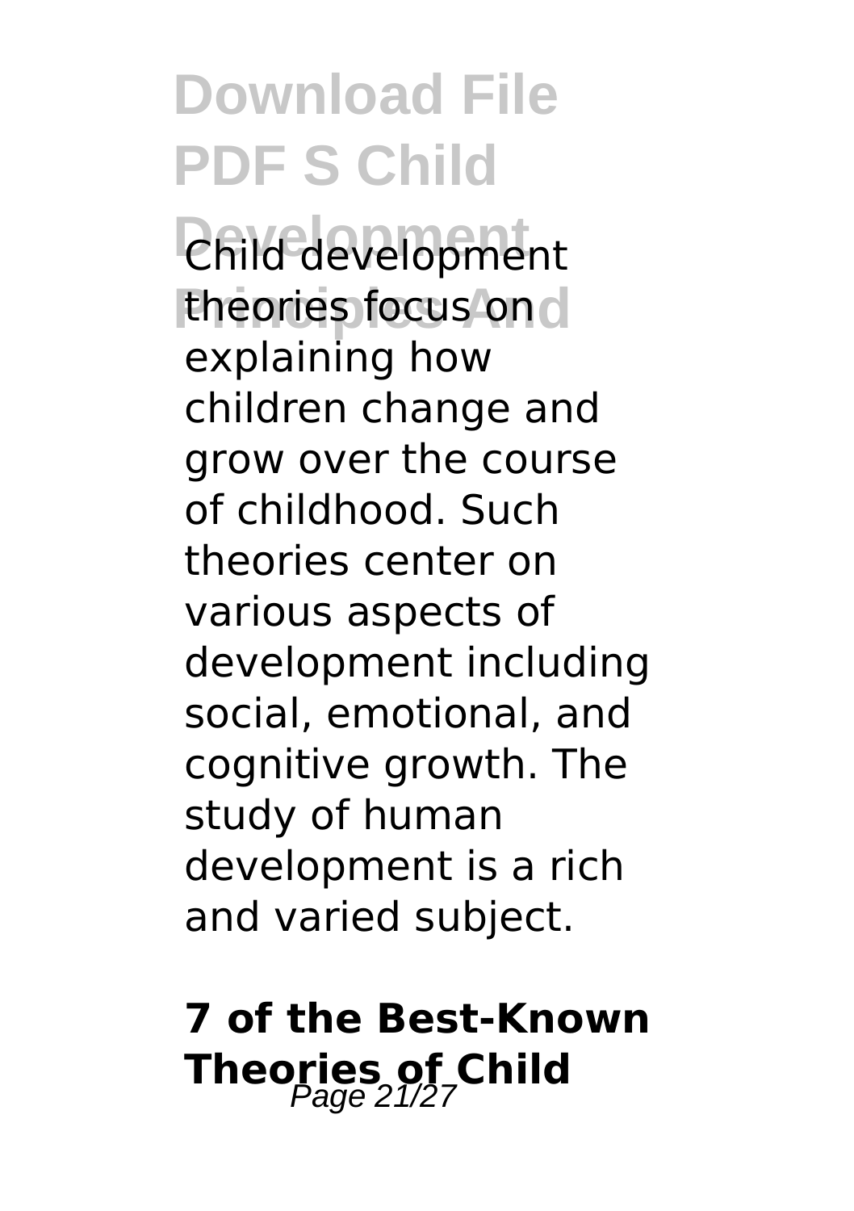Child development theories focus on explaining how children change and grow over the course of childhood. Such theories center on various aspects of development including social, emotional, and cognitive growth. The study of human development is a rich and varied subject.

## 7 of the Best-Known Theories of Child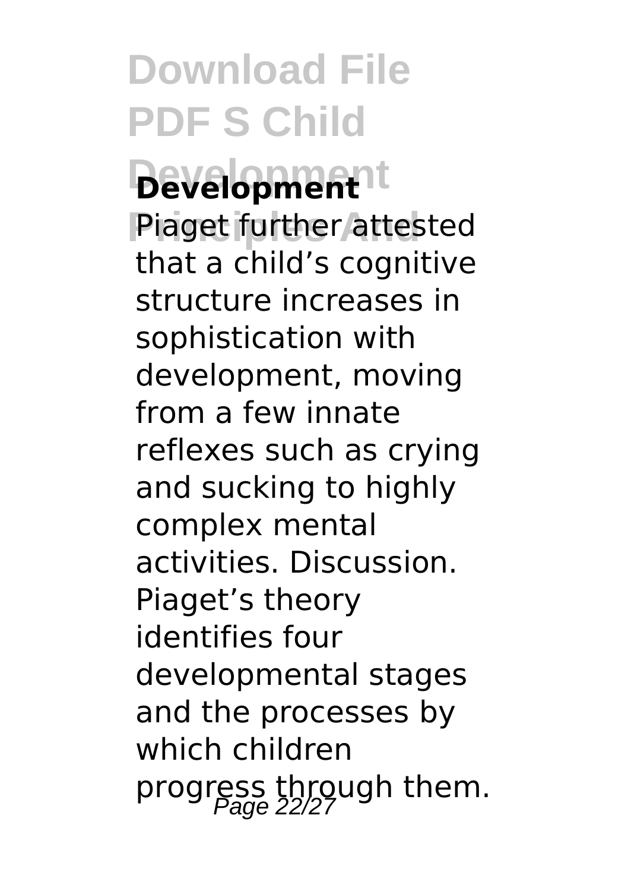**Development**

Piaget further attested that a child's cognitive structure increases in sophistication with development, moving from a few innate reflexes such as crying and sucking to highly complex mental activities. Discussion. Piaget's theory identifies four developmental stages and the processes by which children progress through them.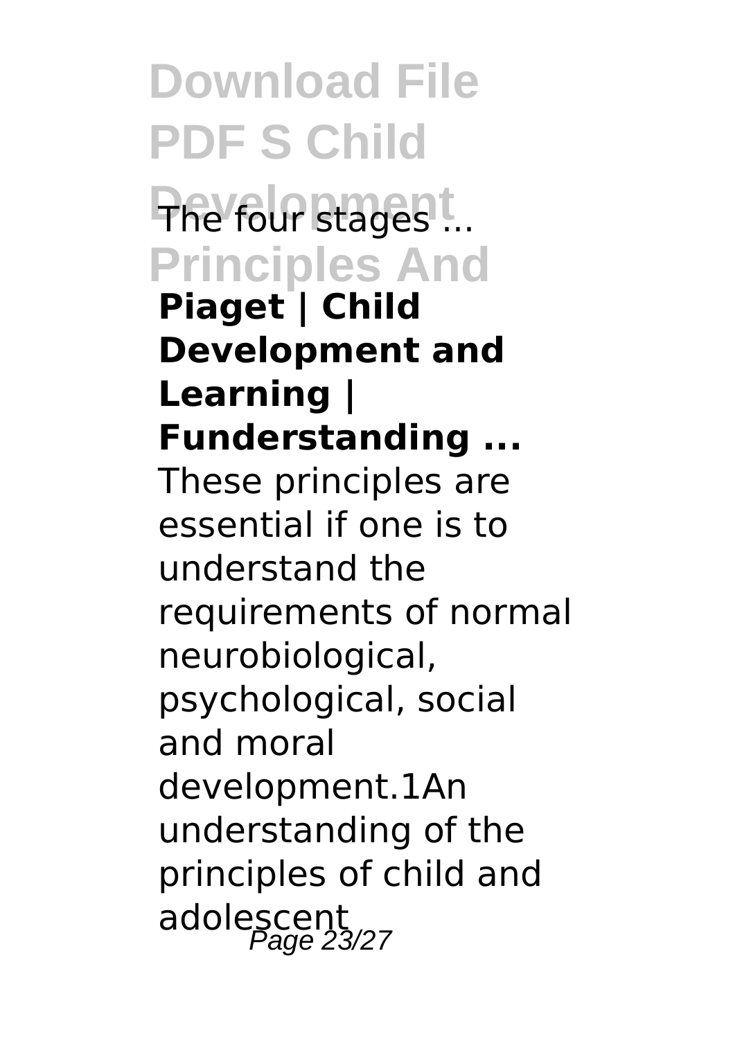The four stages ...

**Piaget | Child Development and Learning | Funderstanding ...**

These principles are essential if one is to understand the requirements of normal neurobiological, psychological, social and moral development.1An understanding of the principles of child and adolescent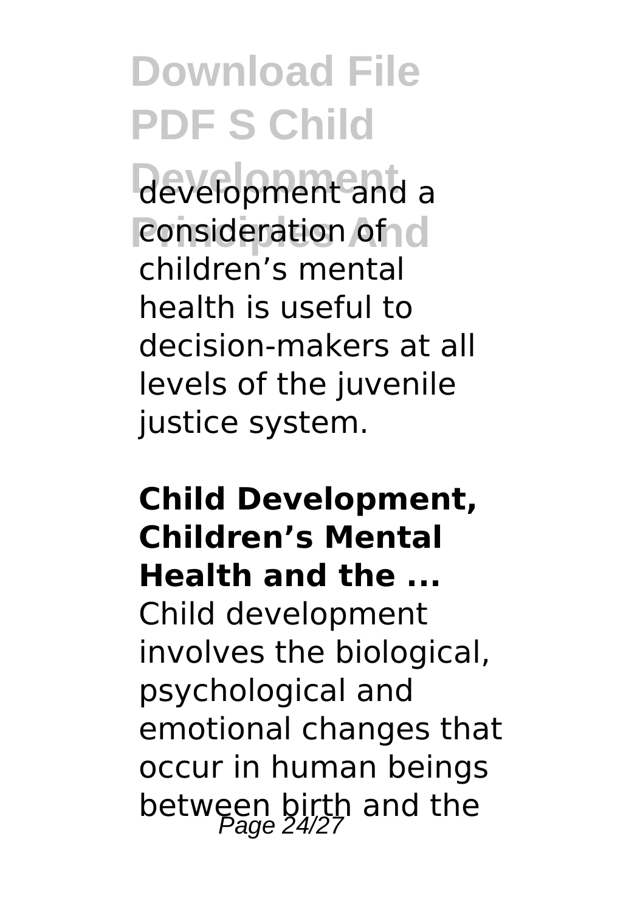development and a consideration of children's mental health is useful to decision-makers at all levels of the juvenile justice system.

**Child Development, Children's Mental Health and the ...**

Child development involves the biological, psychological and emotional changes that occur in human beings between birth and the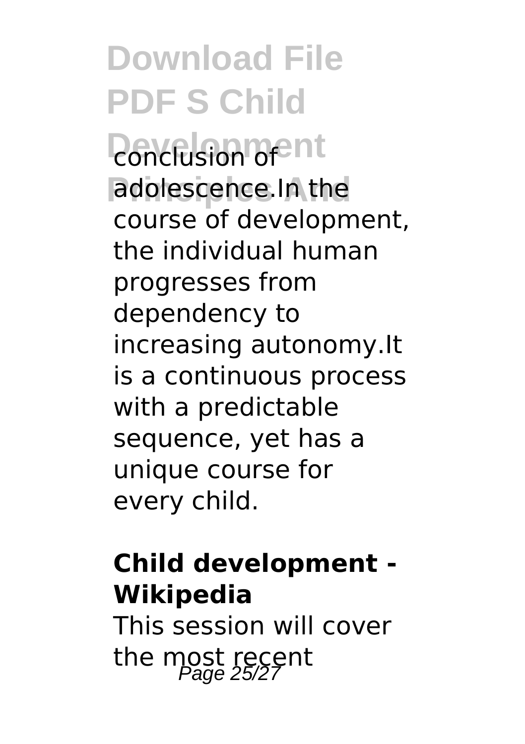conclusion of adolescence.In the course of development, the individual human progresses from dependency to increasing autonomy.It is a continuous process with a predictable sequence, yet has a unique course for every child.

**Child development - Wikipedia**

This session will cover the most recent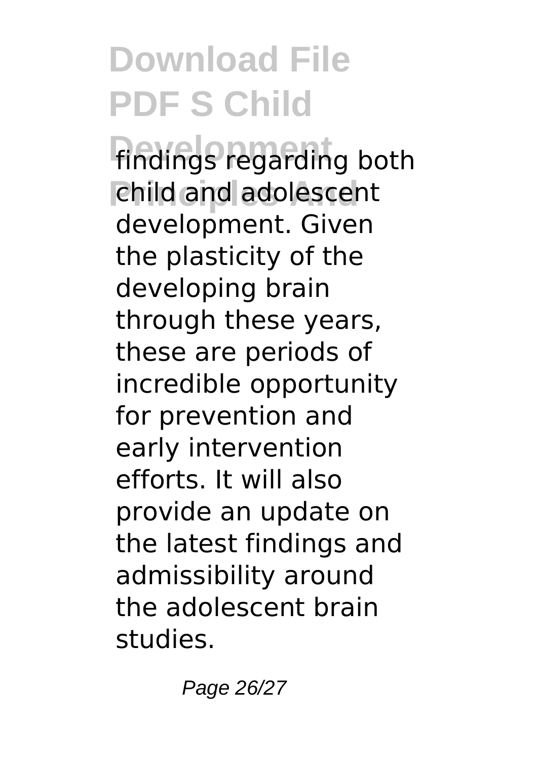findings regarding both child and adolescent development. Given the plasticity of the developing brain through these years, these are periods of incredible opportunity for prevention and early intervention efforts. It will also provide an update on the latest findings and admissibility around the adolescent brain studies.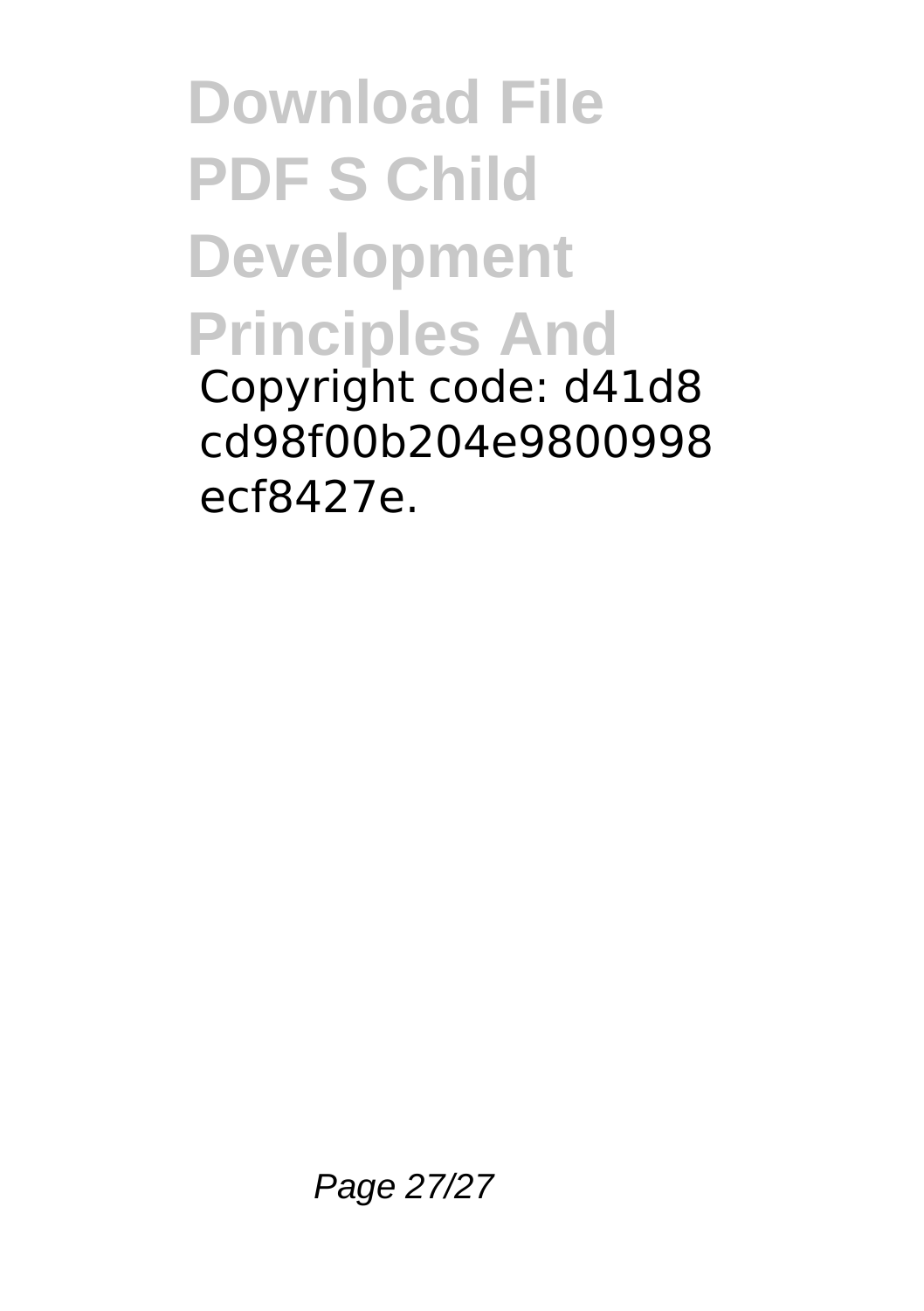Copyright code: d41d8cd98f00b204e9800998ecf8427e.